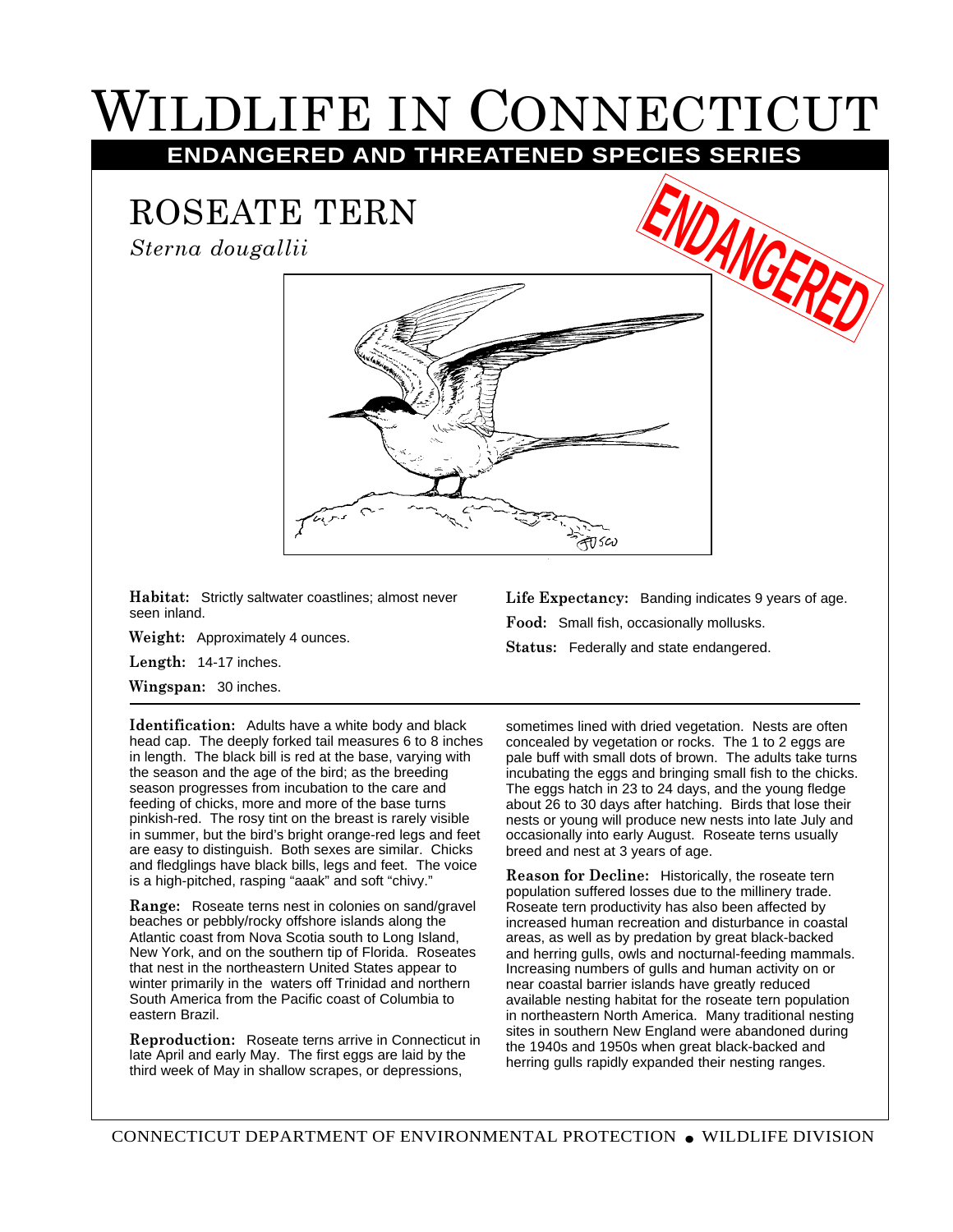# WILDLIFE IN CONNECTICUT

## ENDANGERED AND THREATENED SPECIES SERIES

## ROSEATE TERN

*Sterna dougallii*

ENDANGERED

**Habitat:** Strictly saltwater coastlines; almost never seen inland.

**Weight:** Approximately 4 ounces.

**Length:** 14-17 inches.

**Wingspan:** 30 inches.

**Life Expectancy:** Banding indicates 9 years of age.

**Food:** Small fish, occasionally mollusks.

**Status:** Federally and state endangered.

**Identification:** Adults have a white body and black head cap. The deeply forked tail measures 6 to 8 inches in length. The black bill is red at the base, varying with the season and the age of the bird; as the breeding season progresses from incubation to the care and feeding of chicks, more and more of the base turns pinkish-red. The rosy tint on the breast is rarely visible in summer, but the bird's bright orange-red legs and feet are easy to distinguish. Both sexes are similar. Chicks and fledglings have black bills, legs and feet. The voice is a high-pitched, rasping "aaak" and soft "chivy."

**Range:** Roseate terns nest in colonies on sand/gravel beaches or pebbly/rocky offshore islands along the Atlantic coast from Nova Scotia south to Long Island, New York, and on the southern tip of Florida. Roseates that nest in the northeastern United States appear to winter primarily in the waters off Trinidad and northern South America from the Pacific coast of Columbia to eastern Brazil.

**Reproduction:** Roseate terns arrive in Connecticut in late April and early May. The first eggs are laid by the third week of May in shallow scrapes, or depressions, sometimes lined with dried vegetation. Nests are often concealed by vegetation or rocks. The 1 to 2 eggs are pale buff with small dots of brown. The adults take turns incubating the eggs and bringing small fish to the chicks. The eggs hatch in 23 to 24 days, and the young fledge about 26 to 30 days after hatching. Birds that lose their nests or young will produce new nests into late July and occasionally into early August. Roseate terns usually breed and nest at 3 years of age.

**Reason for Decline:** Historically, the roseate tern population suffered losses due to the millinery trade. Roseate tern productivity has also been affected by increased human recreation and disturbance in coastal areas, as well as by predation by great black-backed and herring gulls, owls and nocturnal-feeding mammals. Increasing numbers of gulls and human activity on or near coastal barrier islands have greatly reduced available nesting habitat for the roseate tern population in northeastern North America. Many traditional nesting sites in southern New England were abandoned during the 1940s and 1950s when great black-backed and herring gulls rapidly expanded their nesting ranges.

CONNECTICUT DEPARTMENT OF ENVIRONMENTAL PROTECTION • WILDLIFE DIVISION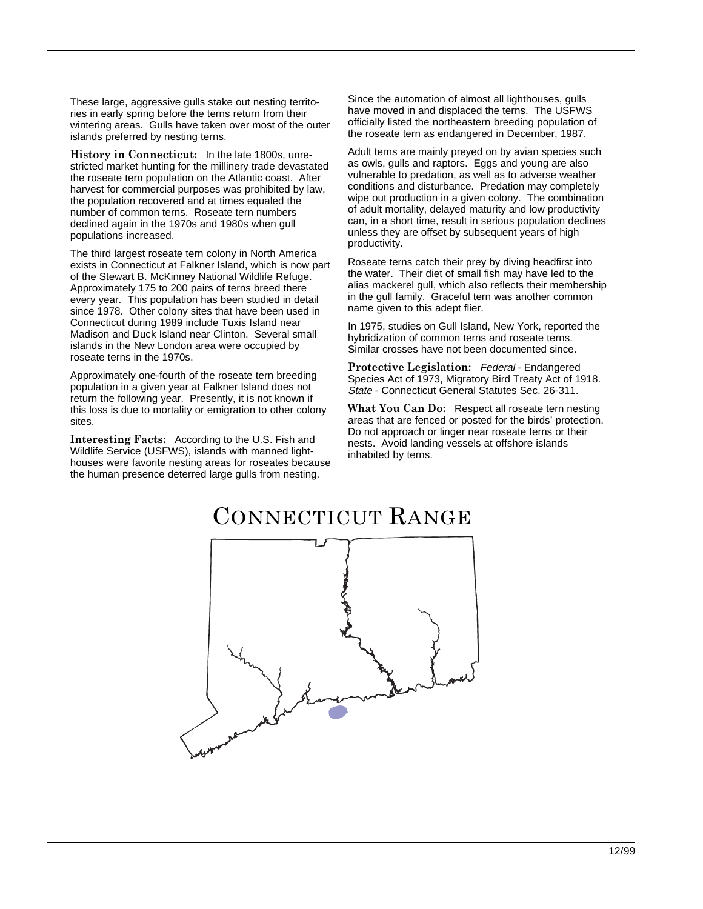These large, aggressive gulls stake out nesting territories in early spring before the terns return from their wintering areas. Gulls have taken over most of the outer islands preferred by nesting terns.

**History in Connecticut:** In the late 1800s, unrestricted market hunting for the millinery trade devastated the roseate tern population on the Atlantic coast. After harvest for commercial purposes was prohibited by law, the population recovered and at times equaled the number of common terns. Roseate tern numbers declined again in the 1970s and 1980s when gull populations increased.

The third largest roseate tern colony in North America exists in Connecticut at Falkner Island, which is now part of the Stewart B. McKinney National Wildlife Refuge. Approximately 175 to 200 pairs of terns breed there every year. This population has been studied in detail since 1978. Other colony sites that have been used in Connecticut during 1989 include Tuxis Island near Madison and Duck Island near Clinton. Several small islands in the New London area were occupied by roseate terns in the 1970s.

Approximately one-fourth of the roseate tern breeding population in a given year at Falkner Island does not return the following year. Presently, it is not known if this loss is due to mortality or emigration to other colony sites.

**Interesting Facts:** According to the U.S. Fish and Wildlife Service (USFWS), islands with manned lighthouses were favorite nesting areas for roseates because the human presence deterred large gulls from nesting. Since the automation of almost all lighthouses, gulls have moved in and displaced the terns. The USFWS officially listed the northeastern breeding population of the roseate tern as endangered in December, 1987.

Adult terns are mainly preyed on by avian species such as owls, gulls and raptors. Eggs and young are also vulnerable to predation, as well as to adverse weather conditions and disturbance. Predation may completely wipe out production in a given colony. The combination of adult mortality, delayed maturity and low productivity can, in a short time, result in serious population declines unless they are offset by subsequent years of high productivity.

Roseate terns catch their prey by diving headfirst into the water. Their diet of small fish may have led to the alias mackerel gull, which also reflects their membership in the gull family. Graceful tern was another common name given to this adept flier.

In 1975, studies on Gull Island, New York, reported the hybridization of common terns and roseate terns. Similar crosses have not been documented since.

**Protective Legislation:** *Federal* - Endangered Species Act of 1973, Migratory Bird Treaty Act of 1918. *State* - Connecticut General Statutes Sec. 26-311.

**What You Can Do:** Respect all roseate tern nesting areas that are fenced or posted for the birds' protection. Do not approach or linger near roseate terns or their nests. Avoid landing vessels at offshore islands inhabited by terns.

## Connecticut Range

12/99